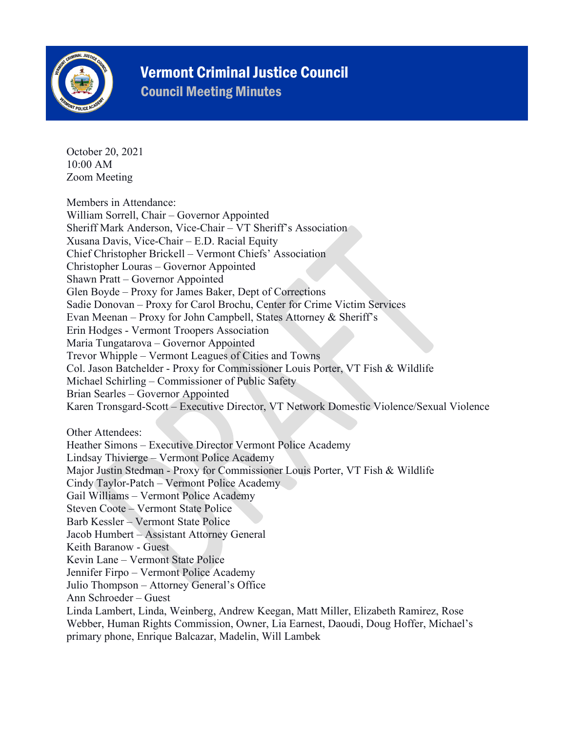# Vermont Criminal Justice Council

## Council Meeting Minutes

October 20, 2021
10:00 AM
Zoom Meeting

Members in Attendance:
William Sorrell, Chair – Governor Appointed
Sheriff Mark Anderson, Vice-Chair – VT Sheriff's Association
Xusana Davis, Vice-Chair – E.D. Racial Equity
Chief Christopher Brickell – Vermont Chiefs' Association
Christopher Louras – Governor Appointed
Shawn Pratt – Governor Appointed
Glen Boyde – Proxy for James Baker, Dept of Corrections
Sadie Donovan – Proxy for Carol Brochu, Center for Crime Victim Services
Evan Meenan – Proxy for John Campbell, States Attorney & Sheriff's
Erin Hodges - Vermont Troopers Association
Maria Tungatarova – Governor Appointed
Trevor Whipple – Vermont Leagues of Cities and Towns
Col. Jason Batchelder - Proxy for Commissioner Louis Porter, VT Fish & Wildlife
Michael Schirling – Commissioner of Public Safety
Brian Searles – Governor Appointed
Karen Tronsgard-Scott – Executive Director, VT Network Domestic Violence/Sexual Violence

Other Attendees:
Heather Simons – Executive Director Vermont Police Academy
Lindsay Thivierge – Vermont Police Academy
Major Justin Stedman - Proxy for Commissioner Louis Porter, VT Fish & Wildlife
Cindy Taylor-Patch – Vermont Police Academy
Gail Williams – Vermont Police Academy
Steven Coote – Vermont State Police
Barb Kessler – Vermont State Police
Jacob Humbert – Assistant Attorney General
Keith Baranow - Guest
Kevin Lane – Vermont State Police
Jennifer Firpo – Vermont Police Academy
Julio Thompson – Attorney General's Office
Ann Schroeder – Guest
Linda Lambert, Linda, Weinberg, Andrew Keegan, Matt Miller, Elizabeth Ramirez, Rose Webber, Human Rights Commission, Owner, Lia Earnest, Daoudi, Doug Hoffer, Michael's primary phone, Enrique Balcazar, Madelin, Will Lambek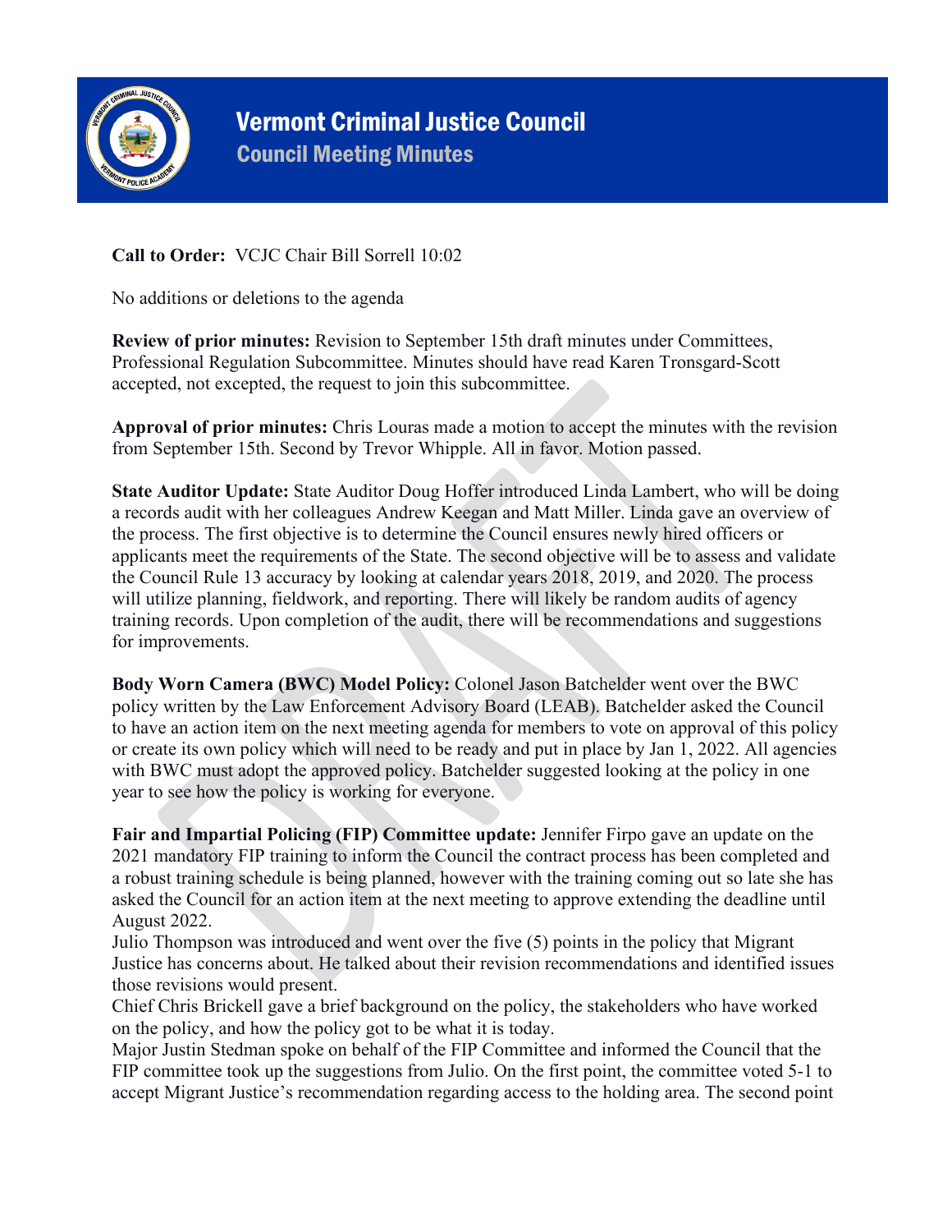# Vermont Criminal Justice Council

## Council Meeting Minutes

**Call to Order:** VCJC Chair Bill Sorrell 10:02

No additions or deletions to the agenda

**Review of prior minutes:** Revision to September 15th draft minutes under Committees, Professional Regulation Subcommittee. Minutes should have read Karen Tronsgard-Scott accepted, not excepted, the request to join this subcommittee.

**Approval of prior minutes:** Chris Louras made a motion to accept the minutes with the revision from September 15th. Second by Trevor Whipple. All in favor. Motion passed.

**State Auditor Update:** State Auditor Doug Hoffer introduced Linda Lambert, who will be doing a records audit with her colleagues Andrew Keegan and Matt Miller. Linda gave an overview of the process. The first objective is to determine the Council ensures newly hired officers or applicants meet the requirements of the State. The second objective will be to assess and validate the Council Rule 13 accuracy by looking at calendar years 2018, 2019, and 2020. The process will utilize planning, fieldwork, and reporting. There will likely be random audits of agency training records. Upon completion of the audit, there will be recommendations and suggestions for improvements.

**Body Worn Camera (BWC) Model Policy:** Colonel Jason Batchelder went over the BWC policy written by the Law Enforcement Advisory Board (LEAB). Batchelder asked the Council to have an action item on the next meeting agenda for members to vote on approval of this policy or create its own policy which will need to be ready and put in place by Jan 1, 2022. All agencies with BWC must adopt the approved policy. Batchelder suggested looking at the policy in one year to see how the policy is working for everyone.

**Fair and Impartial Policing (FIP) Committee update:** Jennifer Firpo gave an update on the 2021 mandatory FIP training to inform the Council the contract process has been completed and a robust training schedule is being planned, however with the training coming out so late she has asked the Council for an action item at the next meeting to approve extending the deadline until August 2022.

Julio Thompson was introduced and went over the five (5) points in the policy that Migrant Justice has concerns about. He talked about their revision recommendations and identified issues those revisions would present.

Chief Chris Brickell gave a brief background on the policy, the stakeholders who have worked on the policy, and how the policy got to be what it is today.

Major Justin Stedman spoke on behalf of the FIP Committee and informed the Council that the FIP committee took up the suggestions from Julio. On the first point, the committee voted 5-1 to accept Migrant Justice's recommendation regarding access to the holding area. The second point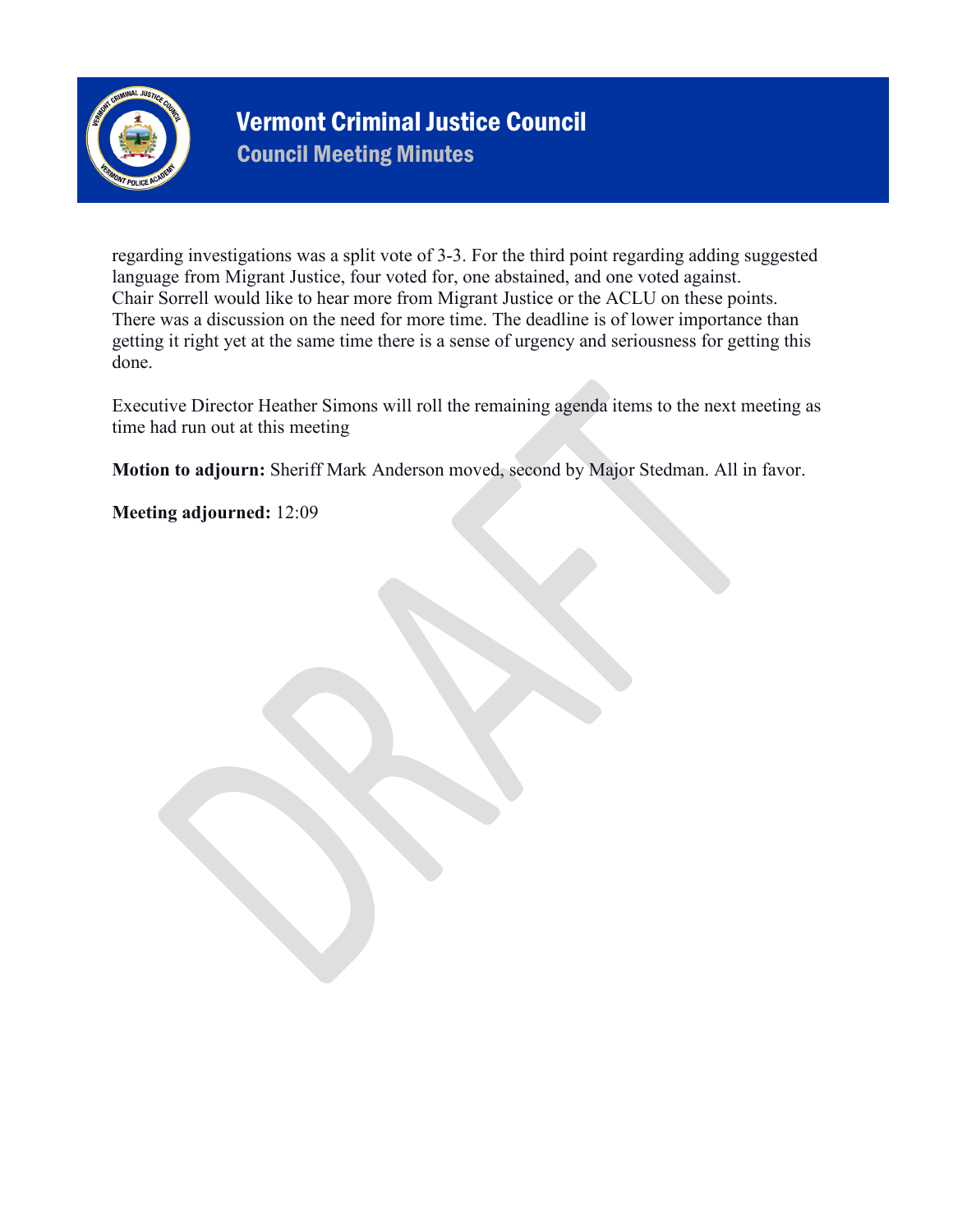regarding investigations was a split vote of 3-3. For the third point regarding adding suggested language from Migrant Justice, four voted for, one abstained, and one voted against. Chair Sorrell would like to hear more from Migrant Justice or the ACLU on these points. There was a discussion on the need for more time. The deadline is of lower importance than getting it right yet at the same time there is a sense of urgency and seriousness for getting this done.

Executive Director Heather Simons will roll the remaining agenda items to the next meeting as time had run out at this meeting

**Motion to adjourn:** Sheriff Mark Anderson moved, second by Major Stedman. All in favor.

**Meeting adjourned:** 12:09